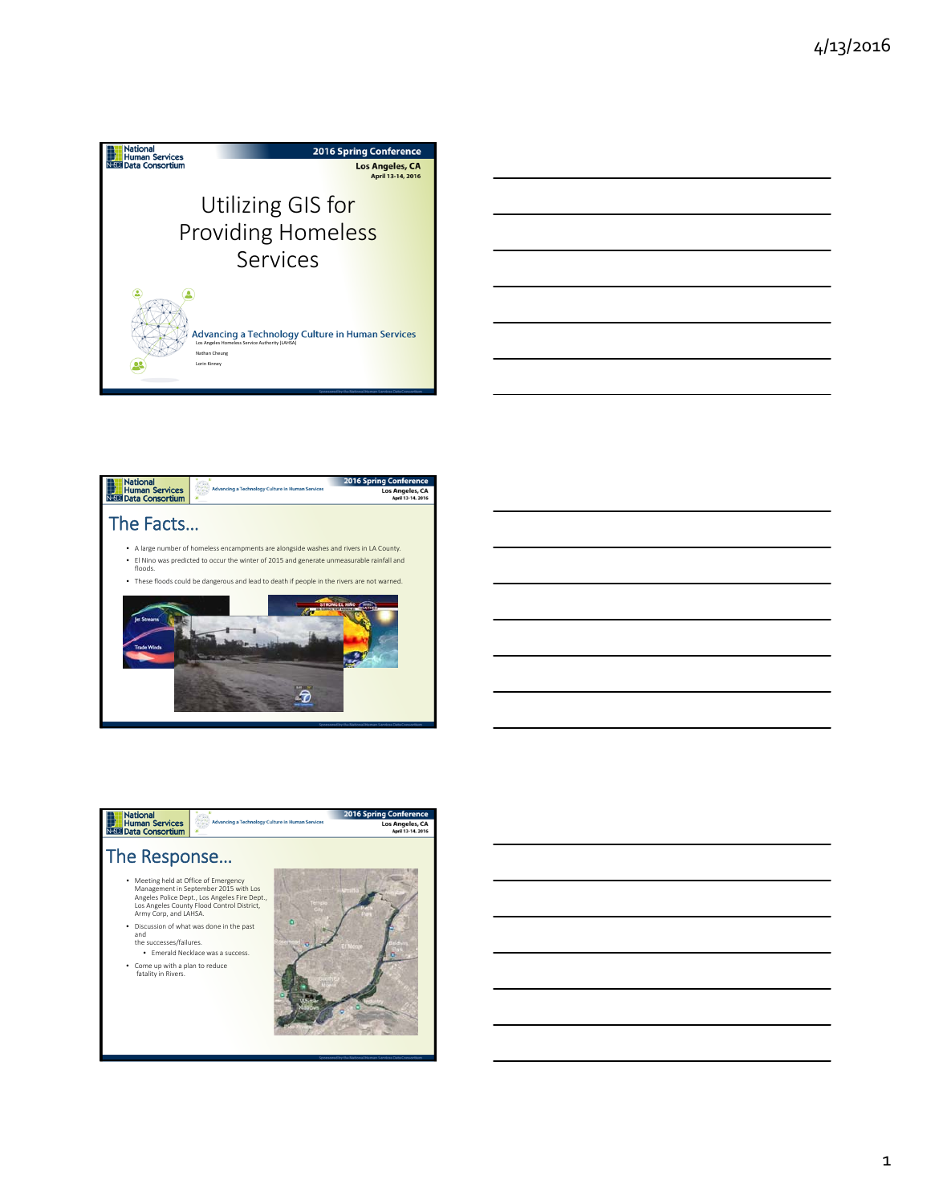# Utilizing GIS for Providing Homeless Services

Advancing a Technology Culture in Human Services

Los Angeles Homeless Service Authority (LAHSA)

Nathan Cheung

Lorin Kinney

## The Facts…

- A large number of homeless encampments are alongside washes and rivers in LA County.
- El Nino was predicted to occur the winter of 2015 and generate unmeasurable rainfall and floods.
- These floods could be dangerous and lead to death if people in the rivers are not warned.

## The Response…

- Meeting held at Office of Emergency Management in September 2015 with Los Angeles Police Dept., Los Angeles Fire Dept., Los Angeles County Flood Control District, Army Corp, and LAHSA.
- Discussion of what was done in the past and the successes/failures.
  - Emerald Necklace was a success.
- Come up with a plan to reduce fatality in Rivers.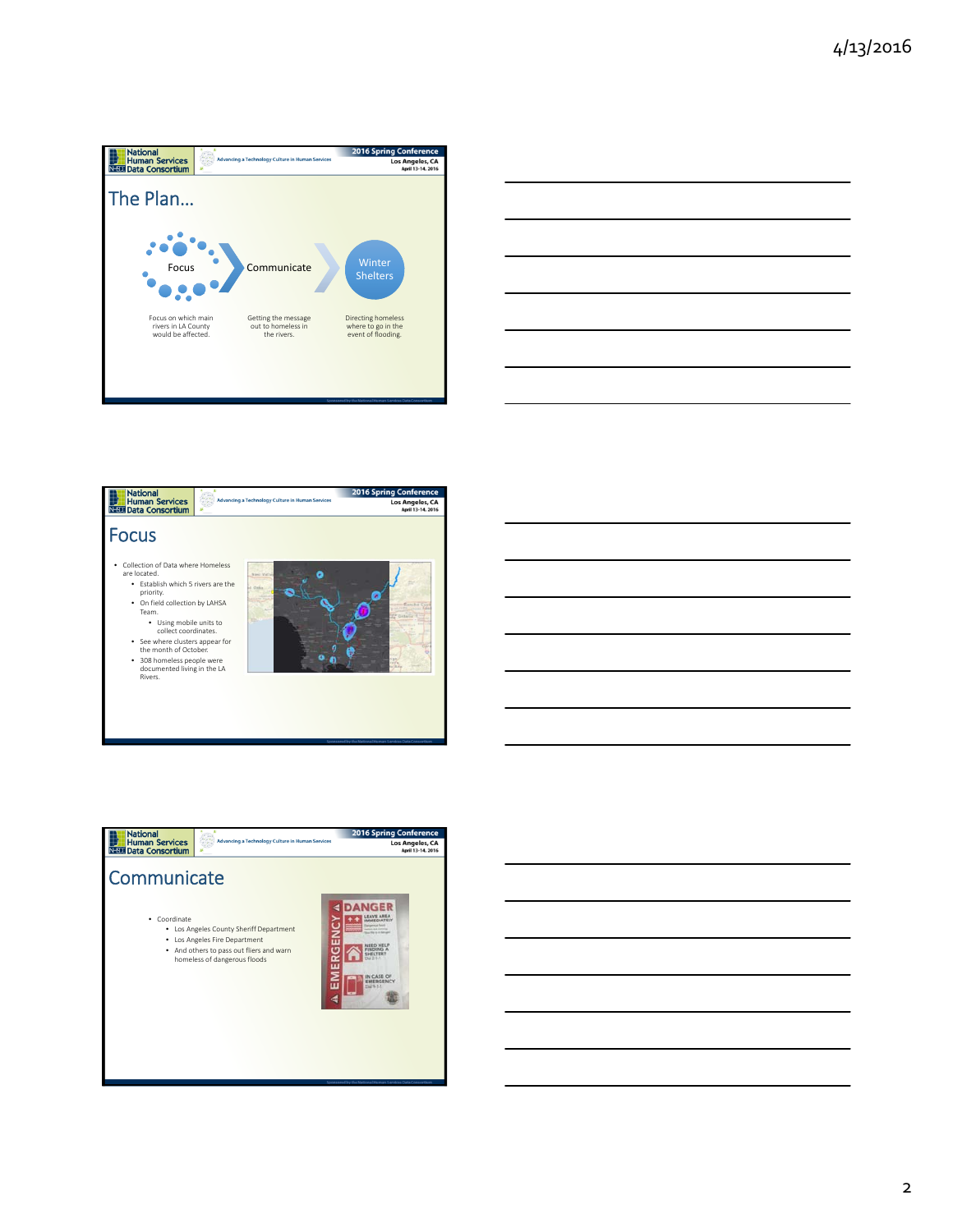## The Plan…

Focus → Communicate → Winter Shelters

Focus on which main rivers in LA County would be affected.

Getting the message out to homeless in the rivers.

Directing homeless where to go in the event of flooding.

## Focus

- Collection of Data where Homeless are located.
  - Establish which 5 rivers are the priority.
  - On field collection by LAHSA Team.
    - Using mobile units to collect coordinates.
  - See where clusters appear for the month of October.
  - 308 homeless people were documented living in the LA Rivers.

## Communicate

- Coordinate
  - Los Angeles County Sheriff Department
  - Los Angeles Fire Department
  - And others to pass out fliers and warn homeless of dangerous floods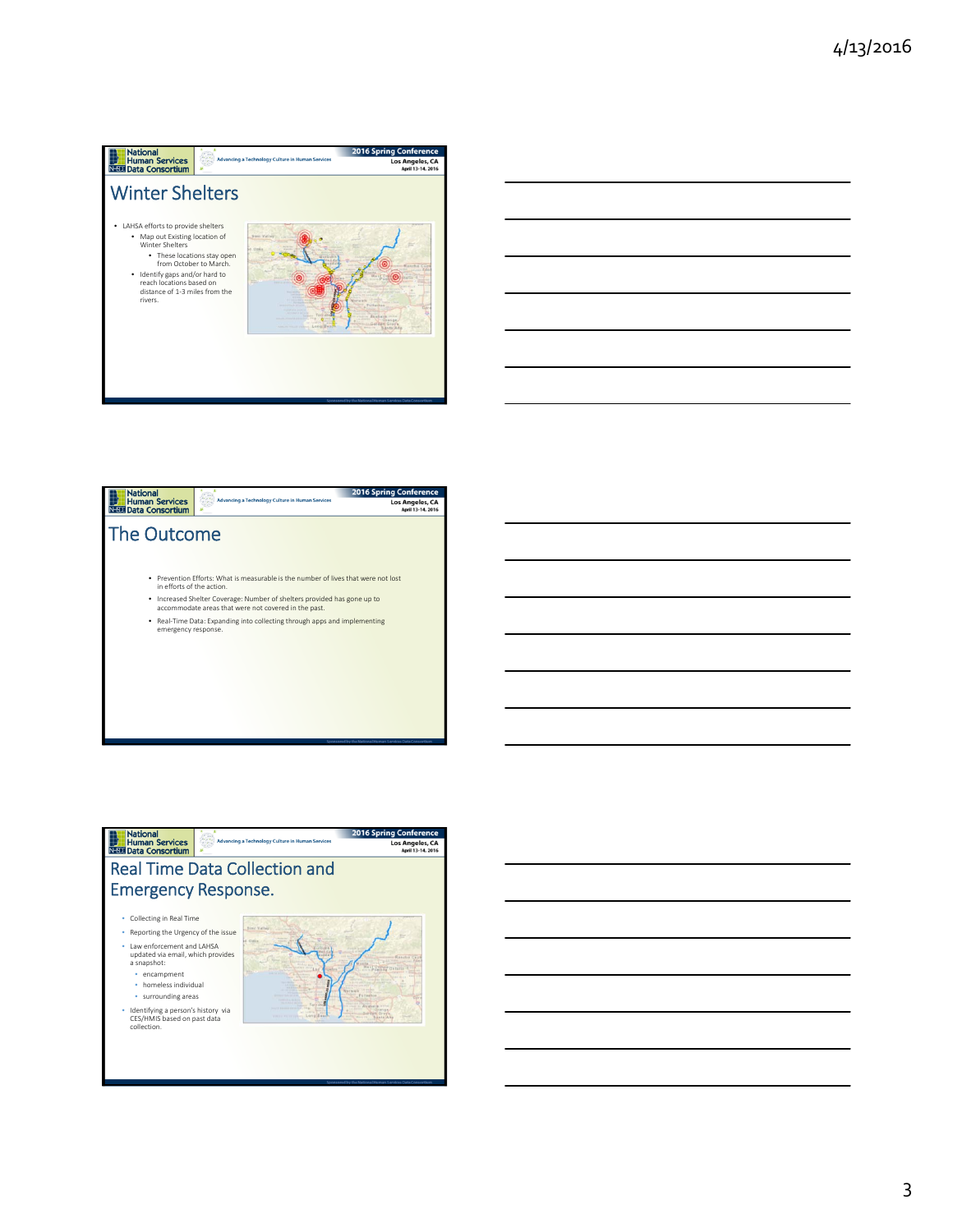## Winter Shelters

- LAHSA efforts to provide shelters
  - Map out Existing location of Winter Shelters
    - These locations stay open from October to March.
  - Identify gaps and/or hard to reach locations based on distance of 1-3 miles from the rivers.

## The Outcome

- Prevention Efforts: What is measurable is the number of lives that were not lost in efforts of the action.
- Increased Shelter Coverage: Number of shelters provided has gone up to accommodate areas that were not covered in the past.
- Real-Time Data: Expanding into collecting through apps and implementing emergency response.

## Real Time Data Collection and Emergency Response.

- Collecting in Real Time
- Reporting the Urgency of the issue
- Law enforcement and LAHSA updated via email, which provides a snapshot:
  - encampment
  - homeless individual
  - surrounding areas
- Identifying a person's history via CES/HMIS based on past data collection.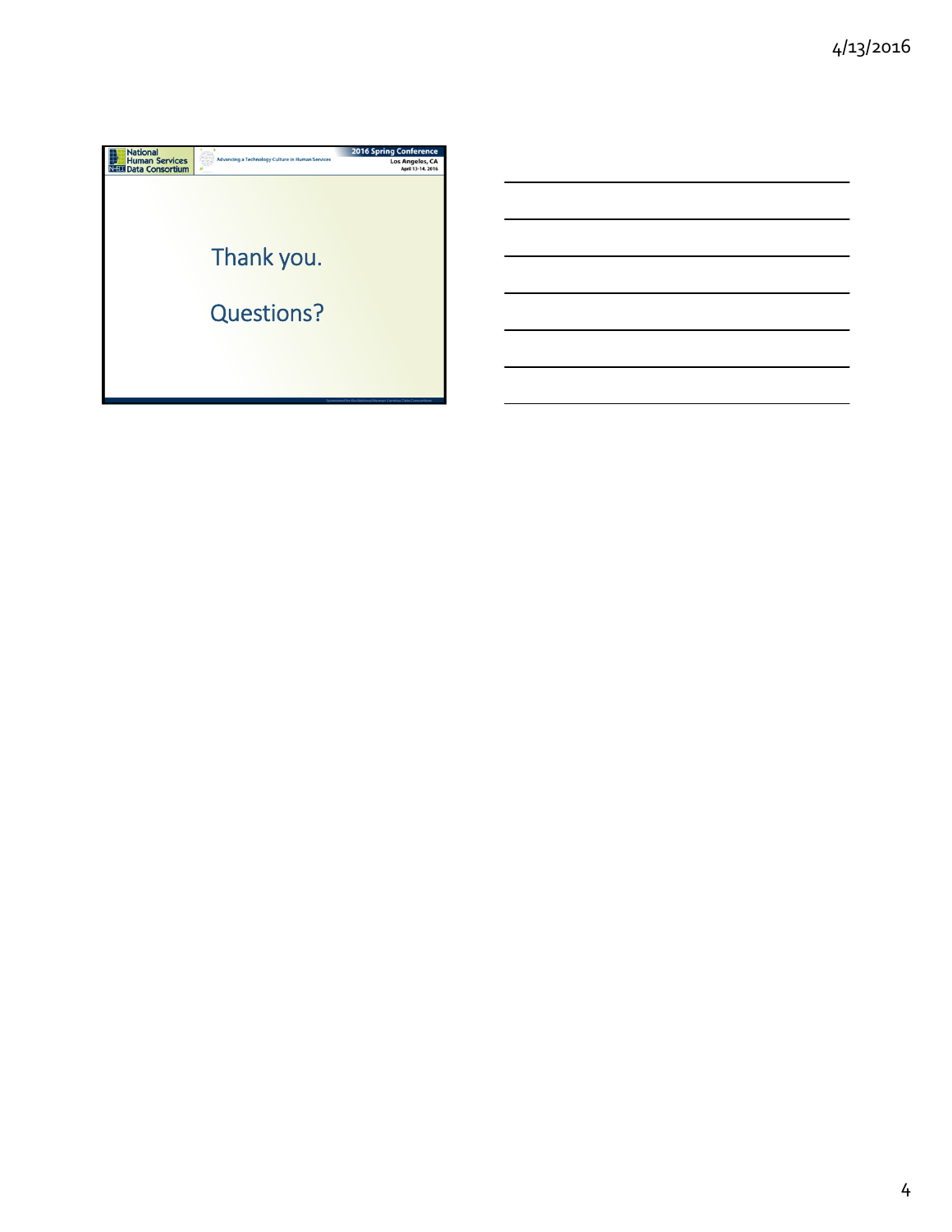National Human Services Data Consortium

Advancing a Technology Culture in Human Services

2016 Spring Conference
Los Angeles, CA
April 13-14, 2016

Thank you.

Questions?